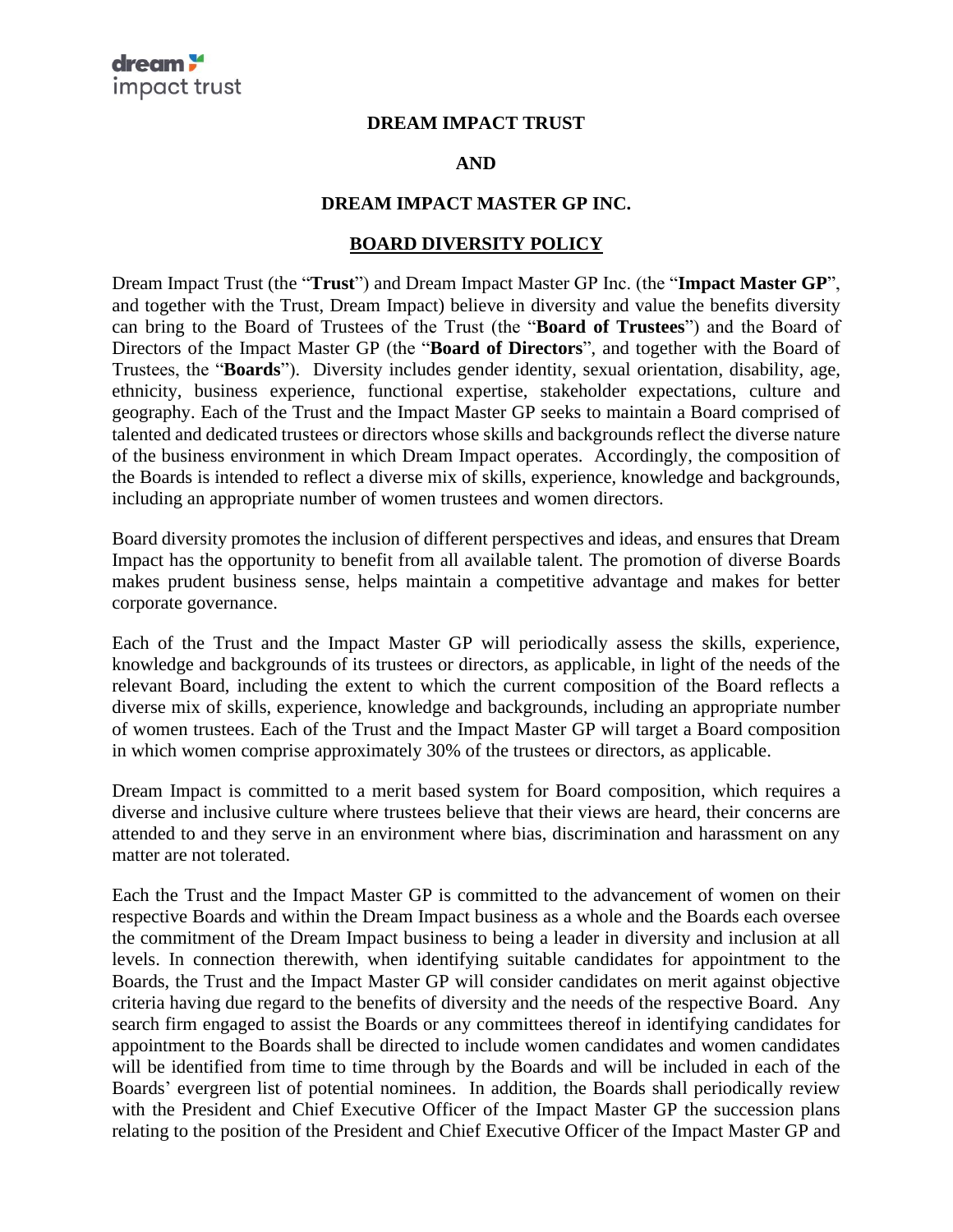**DREAM IMPACT TRUST**

**AND**

**DREAM IMPACT MASTER GP INC.**

**BOARD DIVERSITY POLICY**

Dream Impact Trust (the "**Trust**") and Dream Impact Master GP Inc. (the "**Impact Master GP**", and together with the Trust, Dream Impact) believe in diversity and value the benefits diversity can bring to the Board of Trustees of the Trust (the "**Board of Trustees**") and the Board of Directors of the Impact Master GP (the "**Board of Directors**", and together with the Board of Trustees, the "**Boards**"). Diversity includes gender identity, sexual orientation, disability, age, ethnicity, business experience, functional expertise, stakeholder expectations, culture and geography. Each of the Trust and the Impact Master GP seeks to maintain a Board comprised of talented and dedicated trustees or directors whose skills and backgrounds reflect the diverse nature of the business environment in which Dream Impact operates. Accordingly, the composition of the Boards is intended to reflect a diverse mix of skills, experience, knowledge and backgrounds, including an appropriate number of women trustees and women directors.

Board diversity promotes the inclusion of different perspectives and ideas, and ensures that Dream Impact has the opportunity to benefit from all available talent. The promotion of diverse Boards makes prudent business sense, helps maintain a competitive advantage and makes for better corporate governance.

Each of the Trust and the Impact Master GP will periodically assess the skills, experience, knowledge and backgrounds of its trustees or directors, as applicable, in light of the needs of the relevant Board, including the extent to which the current composition of the Board reflects a diverse mix of skills, experience, knowledge and backgrounds, including an appropriate number of women trustees. Each of the Trust and the Impact Master GP will target a Board composition in which women comprise approximately 30% of the trustees or directors, as applicable.

Dream Impact is committed to a merit based system for Board composition, which requires a diverse and inclusive culture where trustees believe that their views are heard, their concerns are attended to and they serve in an environment where bias, discrimination and harassment on any matter are not tolerated.

Each the Trust and the Impact Master GP is committed to the advancement of women on their respective Boards and within the Dream Impact business as a whole and the Boards each oversee the commitment of the Dream Impact business to being a leader in diversity and inclusion at all levels. In connection therewith, when identifying suitable candidates for appointment to the Boards, the Trust and the Impact Master GP will consider candidates on merit against objective criteria having due regard to the benefits of diversity and the needs of the respective Board. Any search firm engaged to assist the Boards or any committees thereof in identifying candidates for appointment to the Boards shall be directed to include women candidates and women candidates will be identified from time to time through by the Boards and will be included in each of the Boards' evergreen list of potential nominees. In addition, the Boards shall periodically review with the President and Chief Executive Officer of the Impact Master GP the succession plans relating to the position of the President and Chief Executive Officer of the Impact Master GP and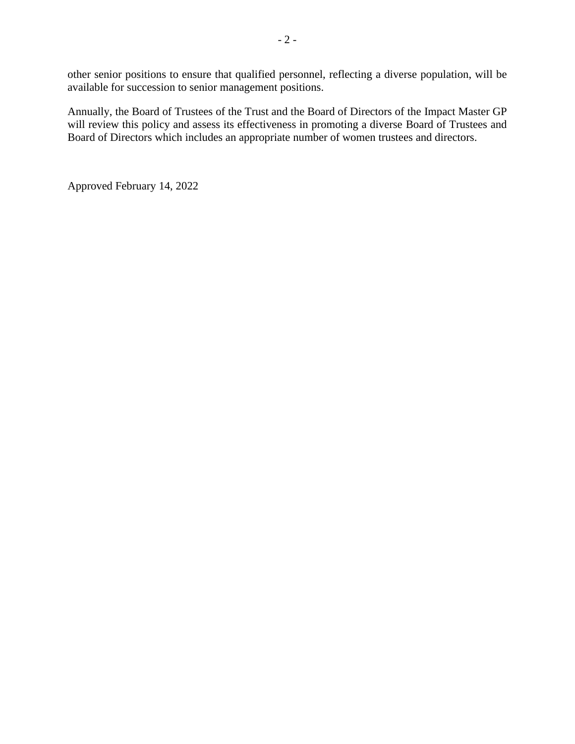other senior positions to ensure that qualified personnel, reflecting a diverse population, will be available for succession to senior management positions.

Annually, the Board of Trustees of the Trust and the Board of Directors of the Impact Master GP will review this policy and assess its effectiveness in promoting a diverse Board of Trustees and Board of Directors which includes an appropriate number of women trustees and directors.

Approved February 14, 2022